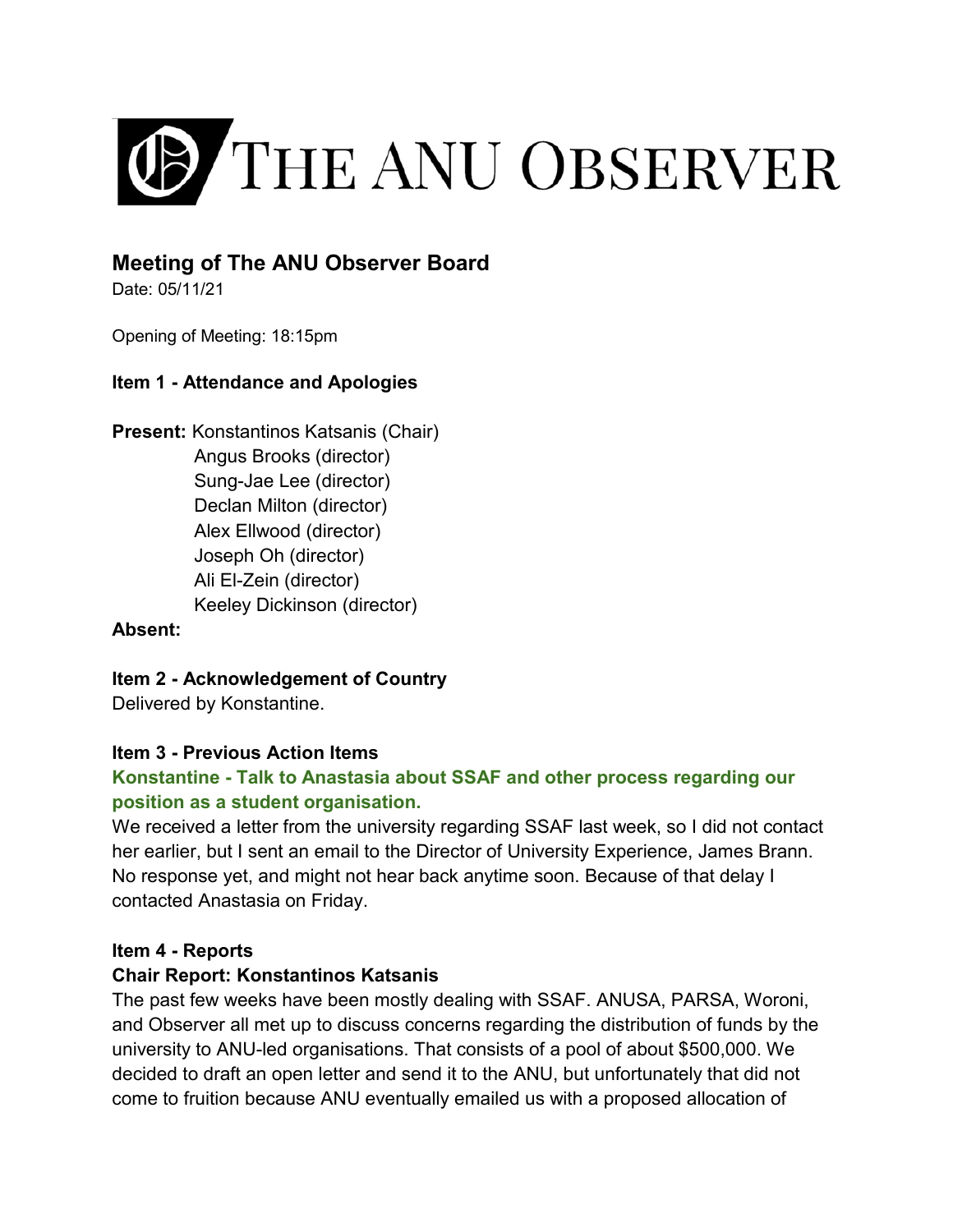# THE ANU OBSERVER

## Meeting of The ANU Observer Board

Date: 05/11/21

Opening of Meeting: 18:15pm

### Item 1 - Attendance and Apologies

**Present:** Konstantinos Katsanis (Chair)
Angus Brooks (director)
Sung-Jae Lee (director)
Declan Milton (director)
Alex Ellwood (director)
Joseph Oh (director)
Ali El-Zein (director)
Keeley Dickinson (director)

**Absent:**

### Item 2 - Acknowledgement of Country

Delivered by Konstantine.

### Item 3 - Previous Action Items

**Konstantine - Talk to Anastasia about SSAF and other process regarding our position as a student organisation.**

We received a letter from the university regarding SSAF last week, so I did not contact her earlier, but I sent an email to the Director of University Experience, James Brann. No response yet, and might not hear back anytime soon. Because of that delay I contacted Anastasia on Friday.

### Item 4 - Reports

**Chair Report: Konstantinos Katsanis**

The past few weeks have been mostly dealing with SSAF. ANUSA, PARSA, Woroni, and Observer all met up to discuss concerns regarding the distribution of funds by the university to ANU-led organisations. That consists of a pool of about $500,000. We decided to draft an open letter and send it to the ANU, but unfortunately that did not come to fruition because ANU eventually emailed us with a proposed allocation of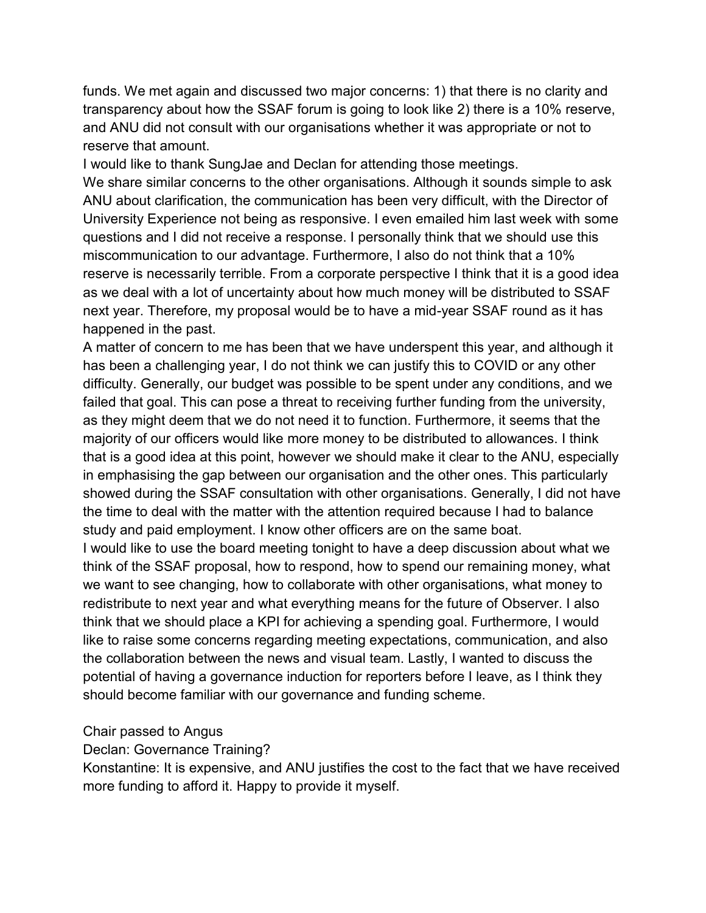funds. We met again and discussed two major concerns: 1) that there is no clarity and transparency about how the SSAF forum is going to look like 2) there is a 10% reserve, and ANU did not consult with our organisations whether it was appropriate or not to reserve that amount.

I would like to thank SungJae and Declan for attending those meetings.

We share similar concerns to the other organisations. Although it sounds simple to ask ANU about clarification, the communication has been very difficult, with the Director of University Experience not being as responsive. I even emailed him last week with some questions and I did not receive a response. I personally think that we should use this miscommunication to our advantage. Furthermore, I also do not think that a 10% reserve is necessarily terrible. From a corporate perspective I think that it is a good idea as we deal with a lot of uncertainty about how much money will be distributed to SSAF next year. Therefore, my proposal would be to have a mid-year SSAF round as it has happened in the past.

A matter of concern to me has been that we have underspent this year, and although it has been a challenging year, I do not think we can justify this to COVID or any other difficulty. Generally, our budget was possible to be spent under any conditions, and we failed that goal. This can pose a threat to receiving further funding from the university, as they might deem that we do not need it to function. Furthermore, it seems that the majority of our officers would like more money to be distributed to allowances. I think that is a good idea at this point, however we should make it clear to the ANU, especially in emphasising the gap between our organisation and the other ones. This particularly showed during the SSAF consultation with other organisations. Generally, I did not have the time to deal with the matter with the attention required because I had to balance study and paid employment. I know other officers are on the same boat.

I would like to use the board meeting tonight to have a deep discussion about what we think of the SSAF proposal, how to respond, how to spend our remaining money, what we want to see changing, how to collaborate with other organisations, what money to redistribute to next year and what everything means for the future of Observer. I also think that we should place a KPI for achieving a spending goal. Furthermore, I would like to raise some concerns regarding meeting expectations, communication, and also the collaboration between the news and visual team. Lastly, I wanted to discuss the potential of having a governance induction for reporters before I leave, as I think they should become familiar with our governance and funding scheme.

Chair passed to Angus

Declan: Governance Training?

Konstantine: It is expensive, and ANU justifies the cost to the fact that we have received more funding to afford it. Happy to provide it myself.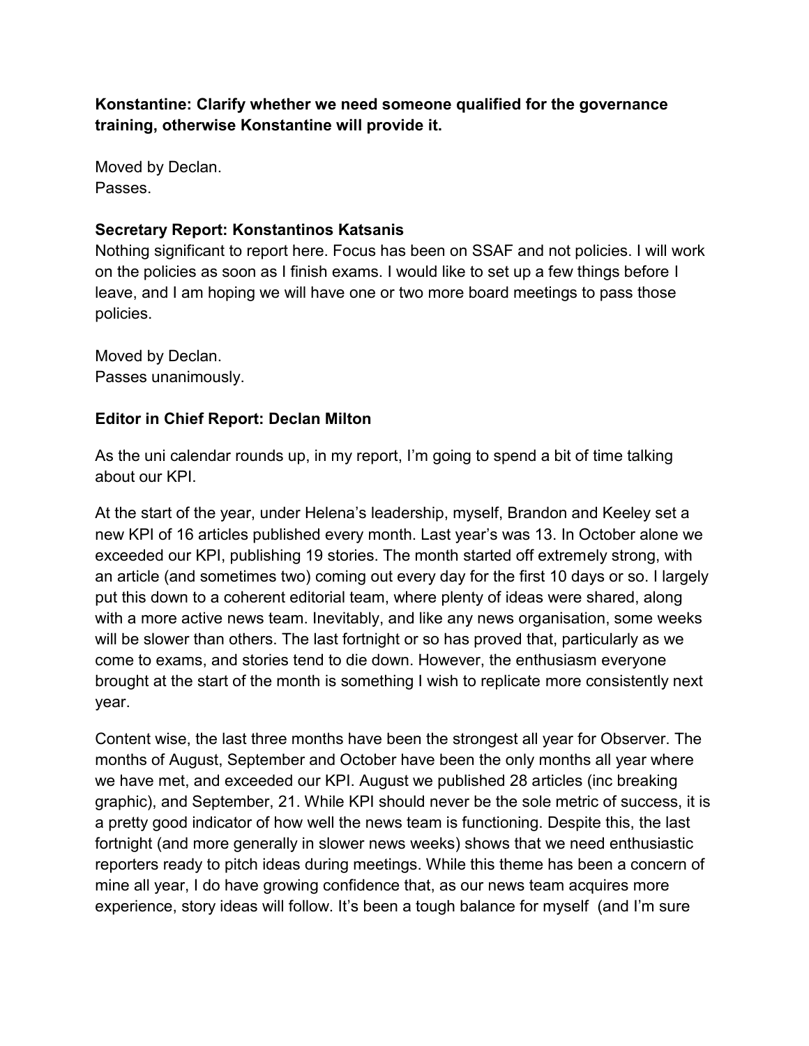**Konstantine: Clarify whether we need someone qualified for the governance training, otherwise Konstantine will provide it.**

Moved by Declan.
Passes.

**Secretary Report: Konstantinos Katsanis**
Nothing significant to report here. Focus has been on SSAF and not policies. I will work on the policies as soon as I finish exams. I would like to set up a few things before I leave, and I am hoping we will have one or two more board meetings to pass those policies.

Moved by Declan.
Passes unanimously.

**Editor in Chief Report: Declan Milton**

As the uni calendar rounds up, in my report, I'm going to spend a bit of time talking about our KPI.

At the start of the year, under Helena's leadership, myself, Brandon and Keeley set a new KPI of 16 articles published every month. Last year's was 13. In October alone we exceeded our KPI, publishing 19 stories. The month started off extremely strong, with an article (and sometimes two) coming out every day for the first 10 days or so. I largely put this down to a coherent editorial team, where plenty of ideas were shared, along with a more active news team. Inevitably, and like any news organisation, some weeks will be slower than others. The last fortnight or so has proved that, particularly as we come to exams, and stories tend to die down. However, the enthusiasm everyone brought at the start of the month is something I wish to replicate more consistently next year.

Content wise, the last three months have been the strongest all year for Observer. The months of August, September and October have been the only months all year where we have met, and exceeded our KPI. August we published 28 articles (inc breaking graphic), and September, 21. While KPI should never be the sole metric of success, it is a pretty good indicator of how well the news team is functioning. Despite this, the last fortnight (and more generally in slower news weeks) shows that we need enthusiastic reporters ready to pitch ideas during meetings. While this theme has been a concern of mine all year, I do have growing confidence that, as our news team acquires more experience, story ideas will follow. It's been a tough balance for myself (and I'm sure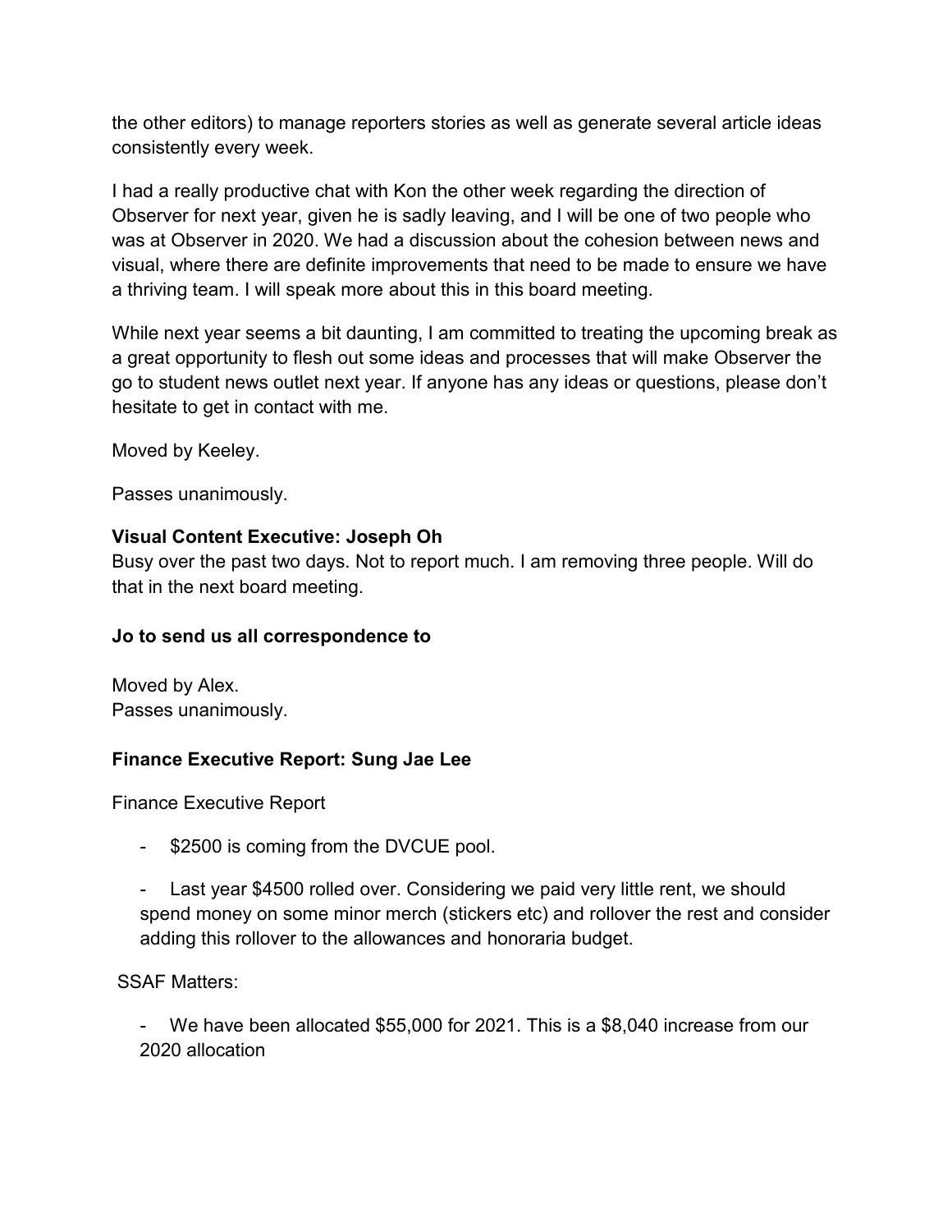the other editors) to manage reporters stories as well as generate several article ideas consistently every week.

I had a really productive chat with Kon the other week regarding the direction of Observer for next year, given he is sadly leaving, and I will be one of two people who was at Observer in 2020. We had a discussion about the cohesion between news and visual, where there are definite improvements that need to be made to ensure we have a thriving team. I will speak more about this in this board meeting.

While next year seems a bit daunting, I am committed to treating the upcoming break as a great opportunity to flesh out some ideas and processes that will make Observer the go to student news outlet next year. If anyone has any ideas or questions, please don't hesitate to get in contact with me.

Moved by Keeley.

Passes unanimously.

**Visual Content Executive: Joseph Oh**

Busy over the past two days. Not to report much. I am removing three people. Will do that in the next board meeting.

**Jo to send us all correspondence to**

Moved by Alex.
Passes unanimously.

**Finance Executive Report: Sung Jae Lee**

Finance Executive Report

- $2500 is coming from the DVCUE pool.
- Last year $4500 rolled over. Considering we paid very little rent, we should spend money on some minor merch (stickers etc) and rollover the rest and consider adding this rollover to the allowances and honoraria budget.

SSAF Matters:

- We have been allocated $55,000 for 2021. This is a $8,040 increase from our 2020 allocation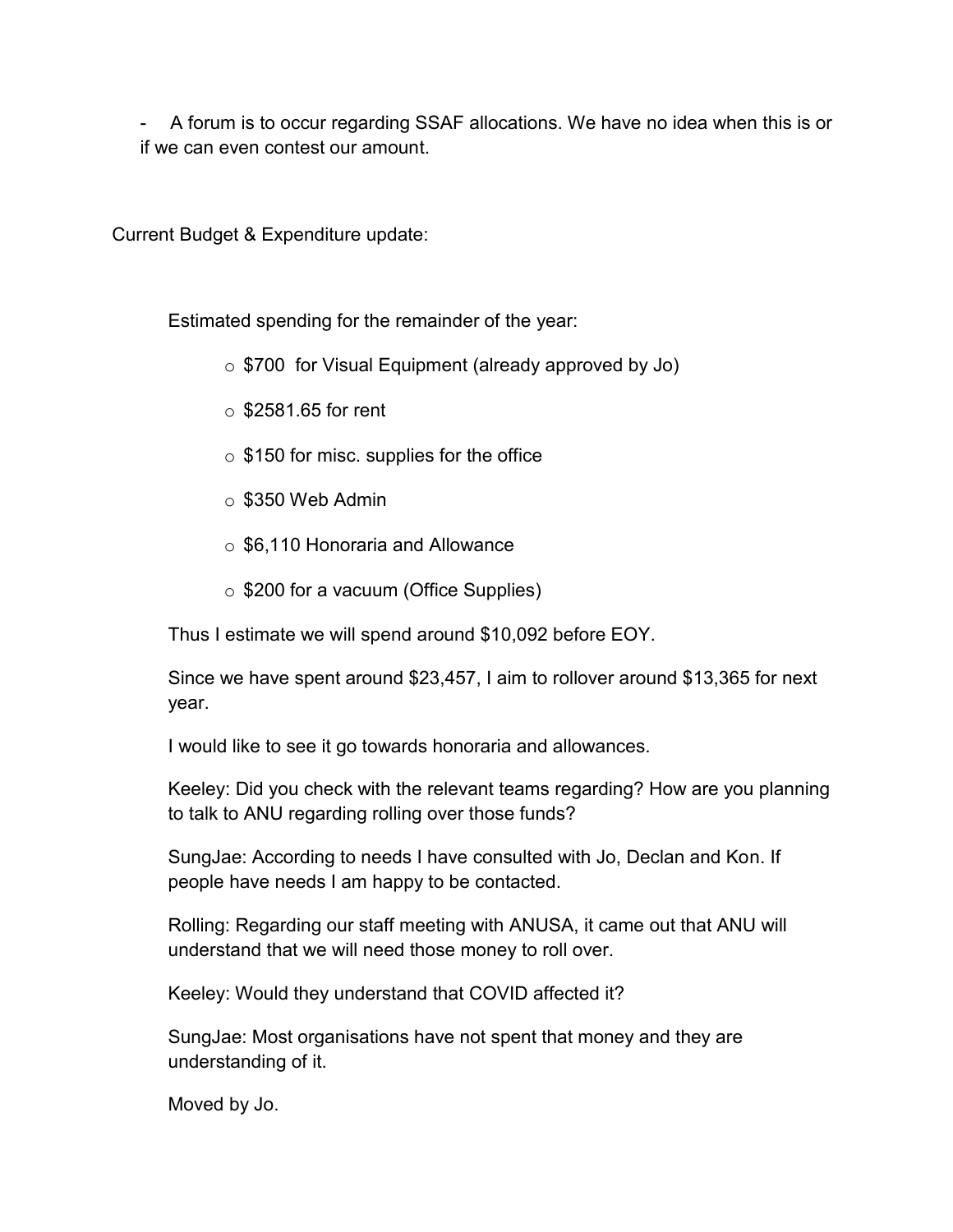- A forum is to occur regarding SSAF allocations. We have no idea when this is or if we can even contest our amount.

Current Budget & Expenditure update:

Estimated spending for the remainder of the year:

- $700  for Visual Equipment (already approved by Jo)
- $2581.65 for rent
- $150 for misc. supplies for the office
- $350 Web Admin
- $6,110 Honoraria and Allowance
- $200 for a vacuum (Office Supplies)

Thus I estimate we will spend around $10,092 before EOY.

Since we have spent around $23,457, I aim to rollover around $13,365 for next year.

I would like to see it go towards honoraria and allowances.

Keeley: Did you check with the relevant teams regarding? How are you planning to talk to ANU regarding rolling over those funds?

SungJae: According to needs I have consulted with Jo, Declan and Kon. If people have needs I am happy to be contacted.

Rolling: Regarding our staff meeting with ANUSA, it came out that ANU will understand that we will need those money to roll over.

Keeley: Would they understand that COVID affected it?

SungJae: Most organisations have not spent that money and they are understanding of it.

Moved by Jo.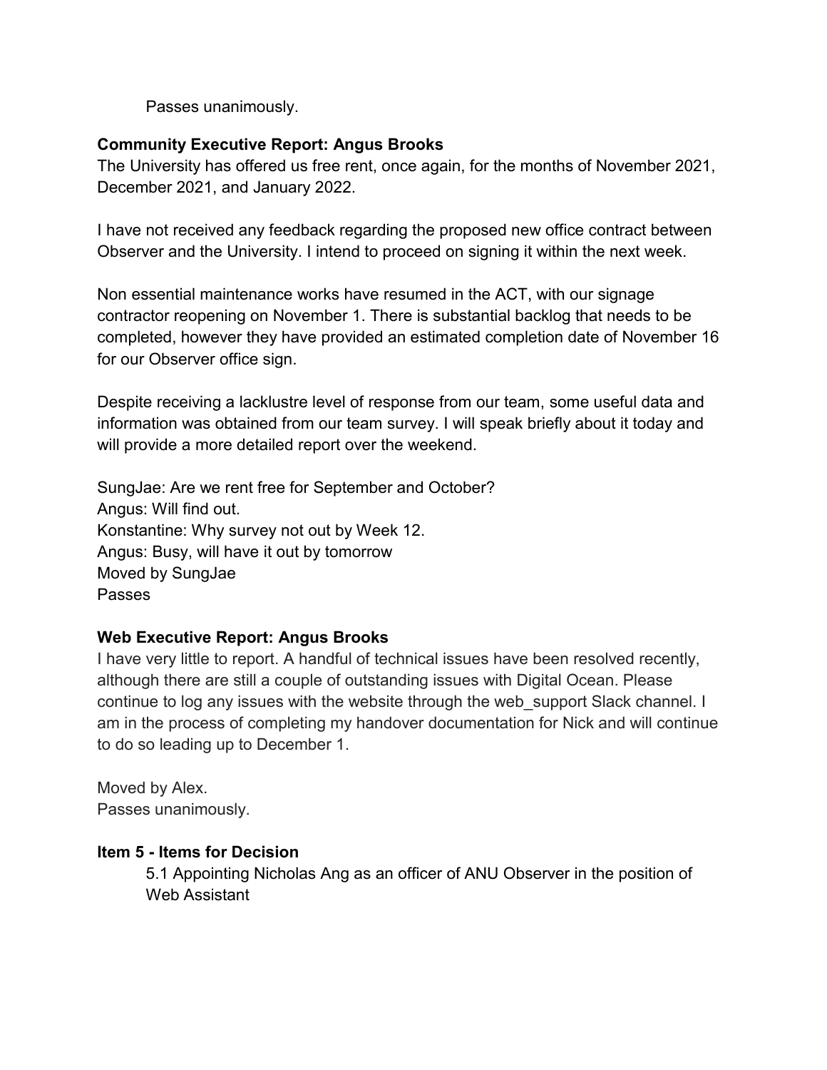Passes unanimously.

**Community Executive Report: Angus Brooks**

The University has offered us free rent, once again, for the months of November 2021, December 2021, and January 2022.

I have not received any feedback regarding the proposed new office contract between Observer and the University. I intend to proceed on signing it within the next week.

Non essential maintenance works have resumed in the ACT, with our signage contractor reopening on November 1. There is substantial backlog that needs to be completed, however they have provided an estimated completion date of November 16 for our Observer office sign.

Despite receiving a lacklustre level of response from our team, some useful data and information was obtained from our team survey. I will speak briefly about it today and will provide a more detailed report over the weekend.

SungJae: Are we rent free for September and October?
Angus: Will find out.
Konstantine: Why survey not out by Week 12.
Angus: Busy, will have it out by tomorrow
Moved by SungJae
Passes

**Web Executive Report: Angus Brooks**

I have very little to report. A handful of technical issues have been resolved recently, although there are still a couple of outstanding issues with Digital Ocean. Please continue to log any issues with the website through the web_support Slack channel. I am in the process of completing my handover documentation for Nick and will continue to do so leading up to December 1.

Moved by Alex.
Passes unanimously.

**Item 5 - Items for Decision**

5.1 Appointing Nicholas Ang as an officer of ANU Observer in the position of Web Assistant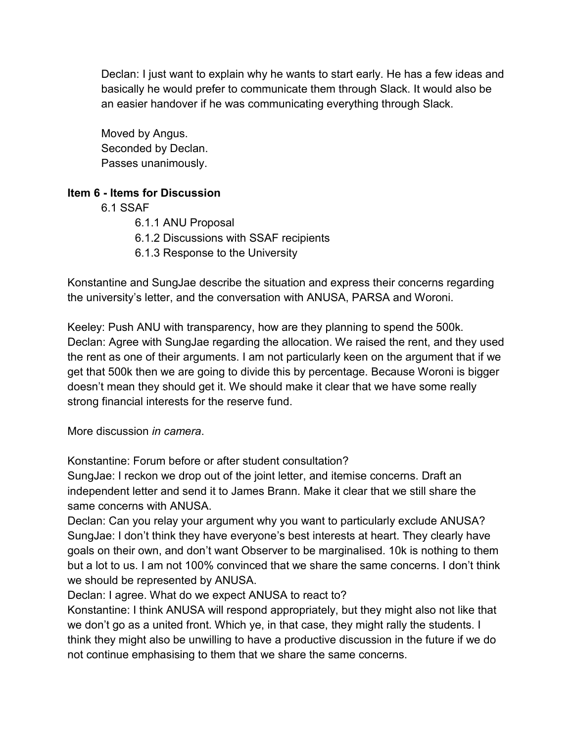Declan: I just want to explain why he wants to start early. He has a few ideas and basically he would prefer to communicate them through Slack. It would also be an easier handover if he was communicating everything through Slack.

Moved by Angus.
Seconded by Declan.
Passes unanimously.

**Item 6 - Items for Discussion**

6.1 SSAF

- 6.1.1 ANU Proposal
- 6.1.2 Discussions with SSAF recipients
- 6.1.3 Response to the University

Konstantine and SungJae describe the situation and express their concerns regarding the university's letter, and the conversation with ANUSA, PARSA and Woroni.

Keeley: Push ANU with transparency, how are they planning to spend the 500k.
Declan: Agree with SungJae regarding the allocation. We raised the rent, and they used the rent as one of their arguments. I am not particularly keen on the argument that if we get that 500k then we are going to divide this by percentage. Because Woroni is bigger doesn't mean they should get it. We should make it clear that we have some really strong financial interests for the reserve fund.

More discussion *in camera*.

Konstantine: Forum before or after student consultation?
SungJae: I reckon we drop out of the joint letter, and itemise concerns. Draft an independent letter and send it to James Brann. Make it clear that we still share the same concerns with ANUSA.
Declan: Can you relay your argument why you want to particularly exclude ANUSA?
SungJae: I don't think they have everyone's best interests at heart. They clearly have goals on their own, and don't want Observer to be marginalised. 10k is nothing to them but a lot to us. I am not 100% convinced that we share the same concerns. I don't think we should be represented by ANUSA.
Declan: I agree. What do we expect ANUSA to react to?
Konstantine: I think ANUSA will respond appropriately, but they might also not like that we don't go as a united front. Which ye, in that case, they might rally the students. I think they might also be unwilling to have a productive discussion in the future if we do not continue emphasising to them that we share the same concerns.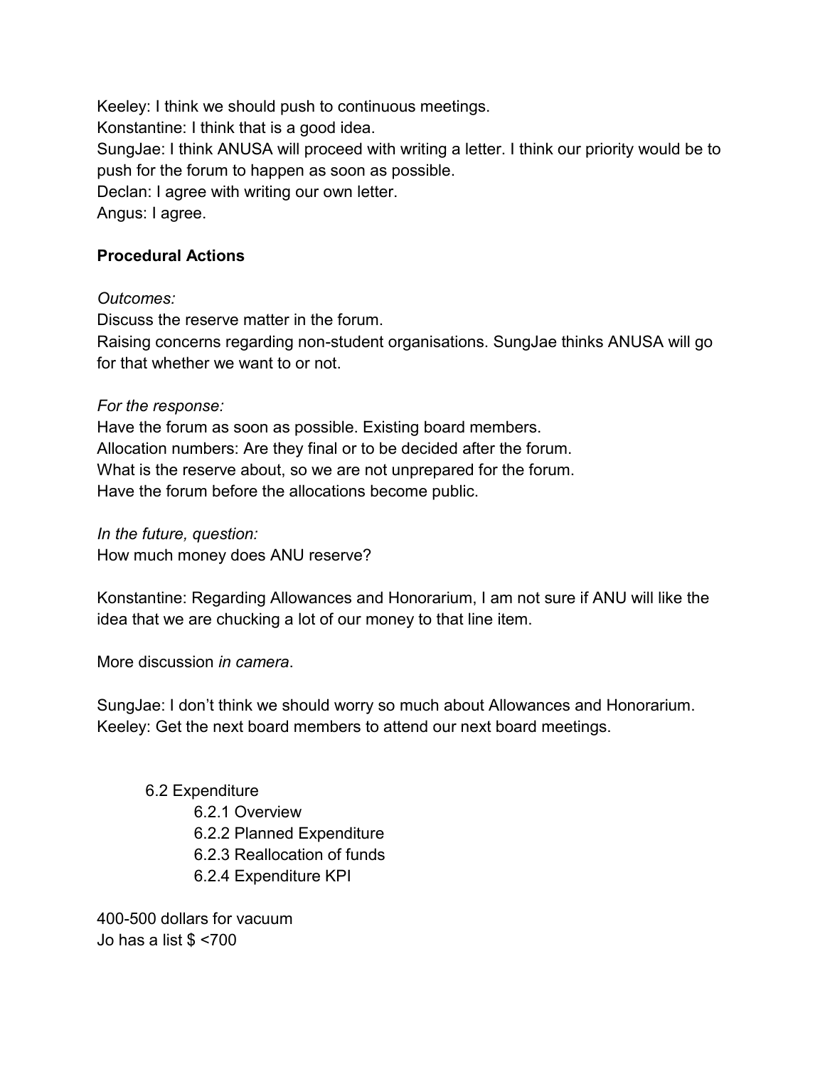Keeley: I think we should push to continuous meetings.
Konstantine: I think that is a good idea.
SungJae: I think ANUSA will proceed with writing a letter. I think our priority would be to push for the forum to happen as soon as possible.
Declan: I agree with writing our own letter.
Angus: I agree.

**Procedural Actions**

*Outcomes:*
Discuss the reserve matter in the forum.
Raising concerns regarding non-student organisations. SungJae thinks ANUSA will go for that whether we want to or not.

*For the response:*
Have the forum as soon as possible. Existing board members.
Allocation numbers: Are they final or to be decided after the forum.
What is the reserve about, so we are not unprepared for the forum.
Have the forum before the allocations become public.

*In the future, question:*
How much money does ANU reserve?

Konstantine: Regarding Allowances and Honorarium, I am not sure if ANU will like the idea that we are chucking a lot of our money to that line item.

More discussion *in camera*.

SungJae: I don't think we should worry so much about Allowances and Honorarium.
Keeley: Get the next board members to attend our next board meetings.

- 6.2 Expenditure
  - 6.2.1 Overview
  - 6.2.2 Planned Expenditure
  - 6.2.3 Reallocation of funds
  - 6.2.4 Expenditure KPI

400-500 dollars for vacuum
Jo has a list $ <700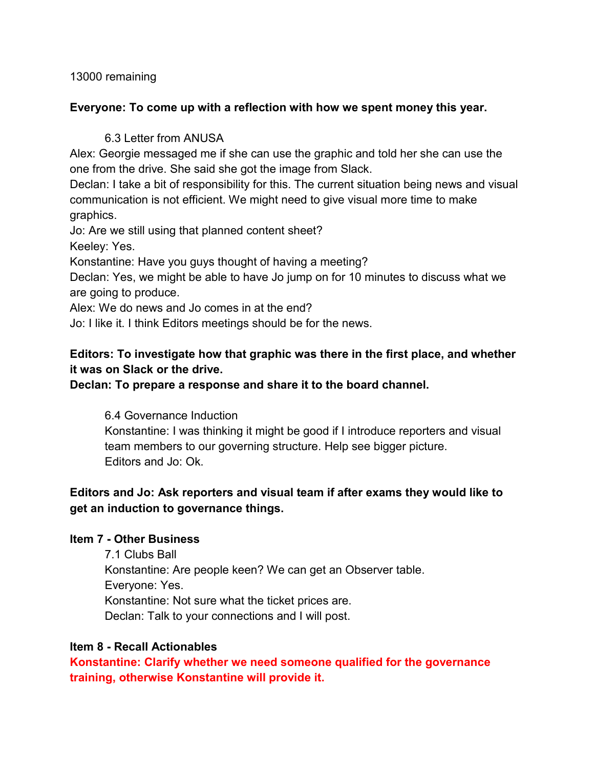13000 remaining

**Everyone: To come up with a reflection with how we spent money this year.**

6.3 Letter from ANUSA

Alex: Georgie messaged me if she can use the graphic and told her she can use the one from the drive. She said she got the image from Slack.
Declan: I take a bit of responsibility for this. The current situation being news and visual communication is not efficient. We might need to give visual more time to make graphics.
Jo: Are we still using that planned content sheet?
Keeley: Yes.
Konstantine: Have you guys thought of having a meeting?
Declan: Yes, we might be able to have Jo jump on for 10 minutes to discuss what we are going to produce.
Alex: We do news and Jo comes in at the end?
Jo: I like it. I think Editors meetings should be for the news.

**Editors: To investigate how that graphic was there in the first place, and whether it was on Slack or the drive.**
**Declan: To prepare a response and share it to the board channel.**

6.4 Governance Induction

Konstantine: I was thinking it might be good if I introduce reporters and visual team members to our governing structure. Help see bigger picture.
Editors and Jo: Ok.

**Editors and Jo: Ask reporters and visual team if after exams they would like to get an induction to governance things.**

**Item 7 - Other Business**

7.1 Clubs Ball

Konstantine: Are people keen? We can get an Observer table.
Everyone: Yes.
Konstantine: Not sure what the ticket prices are.
Declan: Talk to your connections and I will post.

**Item 8 - Recall Actionables**

**Konstantine: Clarify whether we need someone qualified for the governance training, otherwise Konstantine will provide it.**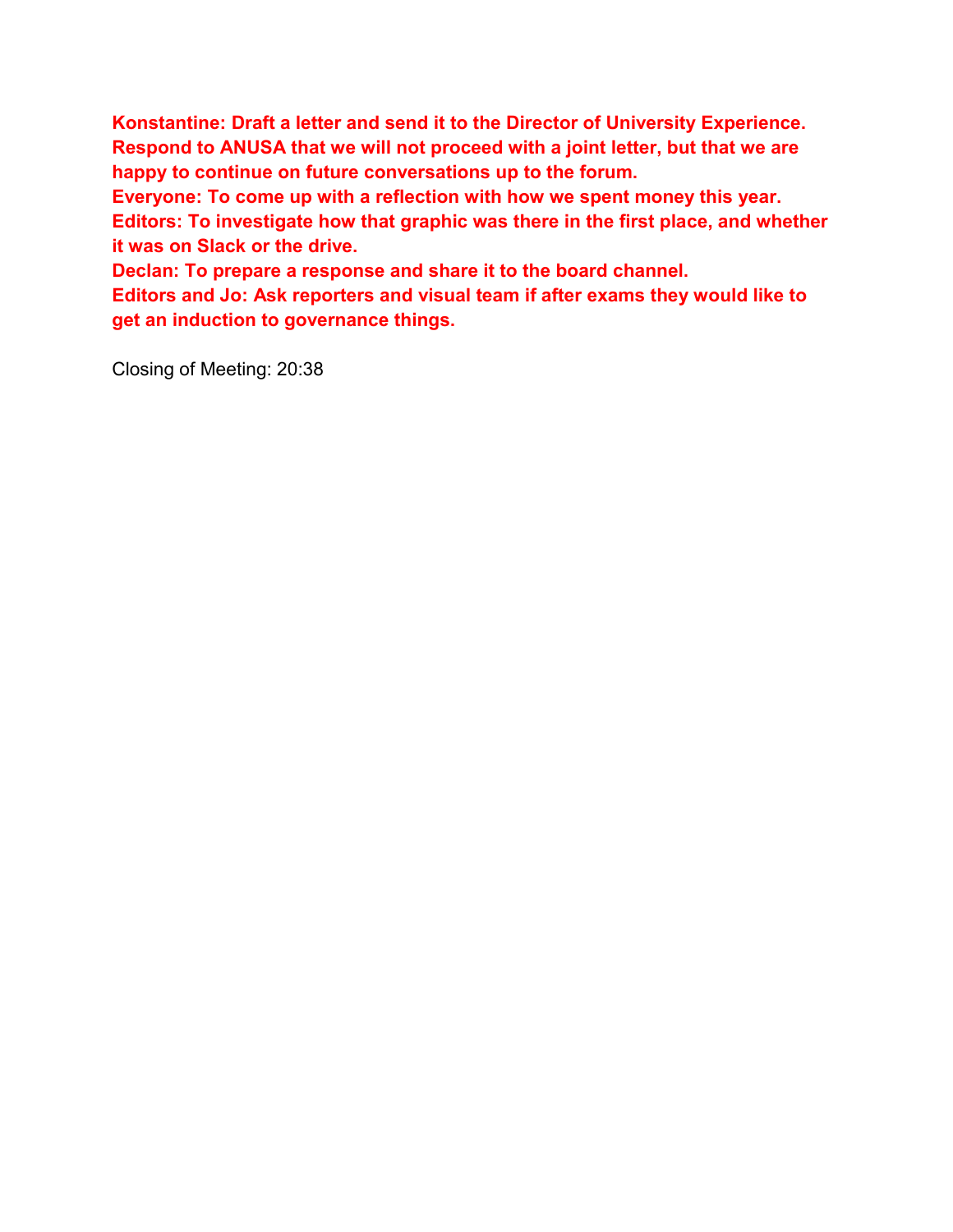**Konstantine: Draft a letter and send it to the Director of University Experience. Respond to ANUSA that we will not proceed with a joint letter, but that we are happy to continue on future conversations up to the forum.**
**Everyone: To come up with a reflection with how we spent money this year.**
**Editors: To investigate how that graphic was there in the first place, and whether it was on Slack or the drive.**
**Declan: To prepare a response and share it to the board channel.**
**Editors and Jo: Ask reporters and visual team if after exams they would like to get an induction to governance things.**

Closing of Meeting: 20:38